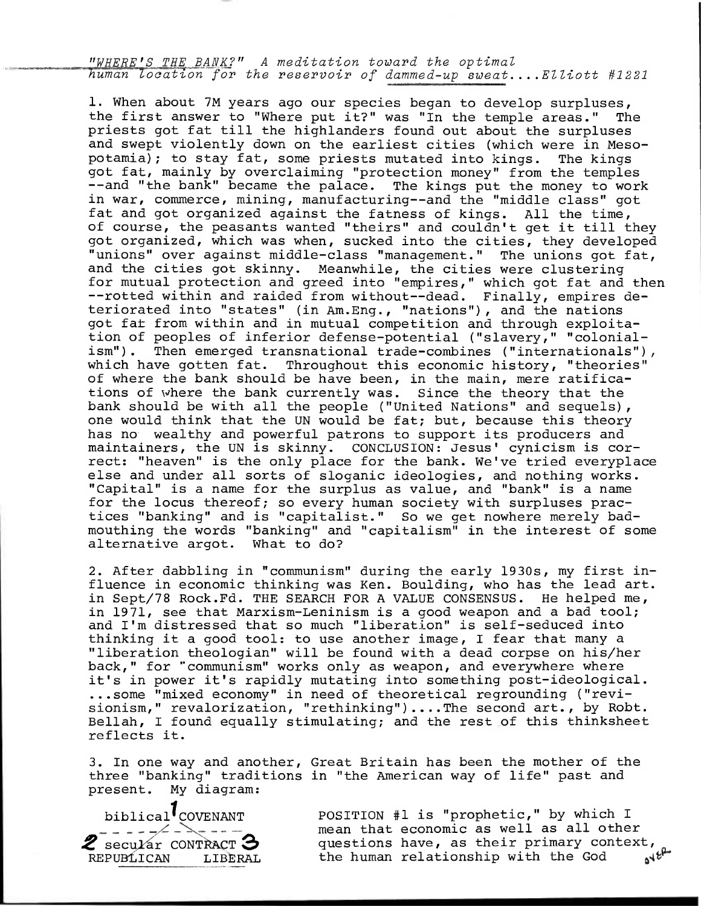*"WHERE'S THE BANK?" A meditation toward the optimal human location for the reservoir of dammed-up sweat....Elliott #1221*

1. When about 7M years ago our species began to develop surpluses, the first answer to "Where put it?" was "In the temple areas." The priests got fat till the highlanders found out about the surpluses and swept violently down on the earliest cities (which were in Mesopotamia); to stay fat, some priests mutated into kings. The kings got fat, mainly by overclaiming "protection money" from the temples --and "the bank" became the palace. The kings put the money to work in war, commerce, mining, manufacturing--and the "middle class" got fat and got organized against the fatness of kings. All the time, of course, the peasants wanted "theirs" and couldn't get it till they got organized, which was when, sucked into the cities, they developed "unions" over against middle-class "management." The unions got fat, and the cities got skinny. Meanwhile, the cities were clustering for mutual protection and greed into "empires," which got fat and then --rotted within and raided from without--dead. Finally, empires deteriorated into "states" (in Am.Eng., "nations"), and the nations got fat from within and in mutual competition and through exploitation of peoples of inferior defense-potential ("slavery," "colonialism"). Then emerged transnational trade-combines ("internationals"), which have gotten fat. Throughout this economic history, "theories" of where the bank should be have been, in the main, mere ratifications of where the bank currently was. Since the theory that the bank should be with all the people ("United Nations" and sequels), one would think that the UN would be fat; but, because this theory has no wealthy and powerful patrons to support its producers and maintainers, the UN is skinny. CONCLUSION: Jesus' cynicism is correct: "heaven" is the only place for the bank. We've tried everyplace else and under all sorts of sloganic ideologies, and nothing works. "Capital" is a name for the surplus as value, and "bank" is a name for the locus thereof; so every human society with surpluses practices "banking" and is "capitalist." So we get nowhere merely badmouthing the words "banking" and "capitalism" in the interest of some alternative argot. What to do?

2. After dabbling in "communism" during the early 1930s, my first influence in economic thinking was Ken. Boulding, who has the lead art. in Sept/78 Rock.Fd. THE SEARCH FOR A VALUE CONSENSUS. He helped me, in 1971, see that Marxism-Leninism is a good weapon and a bad tool; and I'm distressed that so much "liberation" is self-seduced into thinking it a good tool: to use another image, I fear that many a "liberation theologian" will be found with a dead corpse on his/her back," for "communism" works only as weapon, and everywhere where it's in power it's rapidly mutating into something post-ideological. ...some "mixed economy" in need of theoretical regrounding ("revisionism," revalorization, "rethinking")....The second art., by Robt. Bellah, I found equally stimulating; and the rest of this thinksheet reflects it.

3. In one way and another, Great Britain has been the mother of the three "banking" traditions in "the American way of life" past and present. My diagram:

```
        biblical 1 COVENANT
      - - - - / - \ - - - -
  2 secular CONTRACT 3
  REPUBLICAN     LIBERAL
```

POSITION #1 is "prophetic," by which I mean that economic as well as all other questions have, as their primary context, the human relationship with the God over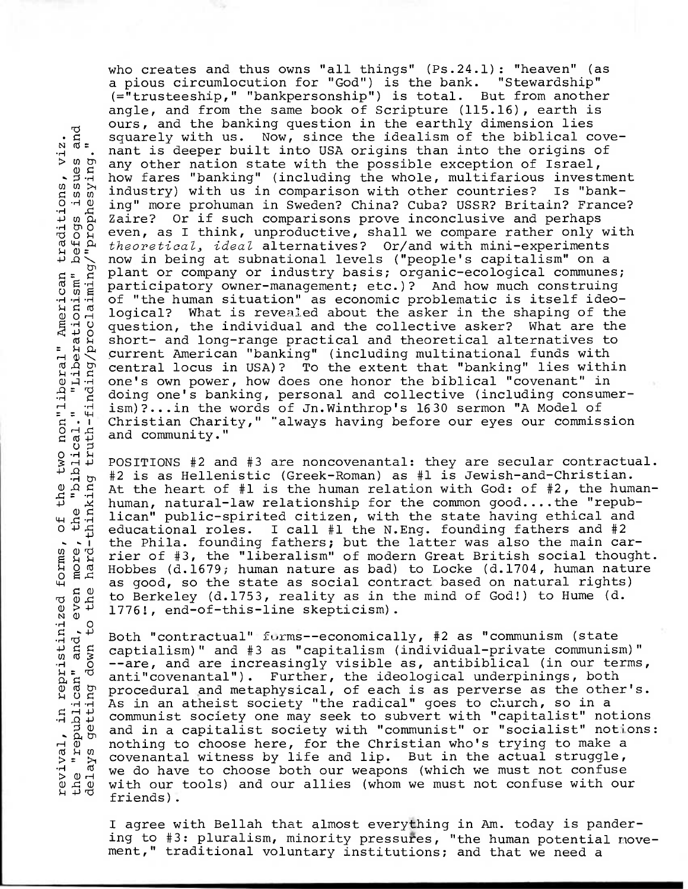revival, in repristinized forms, of the two non"liberal" American traditions, viz. the "republican" and, even more, the "biblical." "Liberationism" befogs issues and delays getting down to the hard-thinking truth-finding/proclaiming/"prophesying".

who creates and thus owns "all things" (Ps.24.1): "heaven" (as a pious circumlocution for "God") is the bank. "Stewardship" (="trusteeship," "bankpersonship") is total. But from another angle, and from the same book of Scripture (115.16), earth is ours, and the banking question in the earthly dimension lies squarely with us. Now, since the idealism of the biblical covenant is deeper built into USA origins than into the origins of any other nation state with the possible exception of Israel, how fares "banking" (including the whole, multifarious investment industry) with us in comparison with other countries? Is "banking" more prohuman in Sweden? China? Cuba? USSR? Britain? France? Zaire? Or if such comparisons prove inconclusive and perhaps even, as I think, unproductive, shall we compare rather only with *theoretical, ideal* alternatives? Or/and with mini-experiments now in being at subnational levels ("people's capitalism" on a plant or company or industry basis; organic-ecological communes; participatory owner-management; etc.)? And how much construing of "the human situation" as economic problematic is itself ideological? What is revealed about the asker in the shaping of the question, the individual and the collective asker? What are the short- and long-range practical and theoretical alternatives to current American "banking" (including multinational funds with central locus in USA)? To the extent that "banking" lies within one's own power, how does one honor the biblical "covenant" in doing one's banking, personal and collective (including consumerism)?...in the words of Jn.Winthrop's 1630 sermon "A Model of Christian Charity," "always having before our eyes our commission and community."

POSITIONS #2 and #3 are noncovenantal: they are secular contractual. #2 is as Hellenistic (Greek-Roman) as #1 is Jewish-and-Christian. At the heart of #1 is the human relation with God: of #2, the human-human, natural-law relationship for the common good....the "republican" public-spirited citizen, with the state having ethical and educational roles. I call #1 the N.Eng. founding fathers and #2 the Phila. founding fathers; but the latter was also the main carrier of #3, the "liberalism" of modern Great British social thought. Hobbes (d.1679; human nature as bad) to Locke (d.1704, human nature as good, so the state as social contract based on natural rights) to Berkeley (d.1753, reality as in the mind of God!) to Hume (d. 1776!, end-of-this-line skepticism).

Both "contractual" forms--economically, #2 as "communism (state capitalism)" and #3 as "capitalism (individual-private communism)" --are, and are increasingly visible as, antibiblical (in our terms, anti"covenantal"). Further, the ideological underpinings, both procedural and metaphysical, of each is as perverse as the other's. As in an atheist society "the radical" goes to church, so in a communist society one may seek to subvert with "capitalist" notions and in a capitalist society with "communist" or "socialist" notions: nothing to choose here, for the Christian who's trying to make a covenantal witness by life and lip. But in the actual struggle, we do have to choose both our weapons (which we must not confuse with our tools) and our allies (whom we must not confuse with our friends).

I agree with Bellah that almost everything in Am. today is pandering to #3: pluralism, minority pressures, "the human potential movement," traditional voluntary institutions; and that we need a